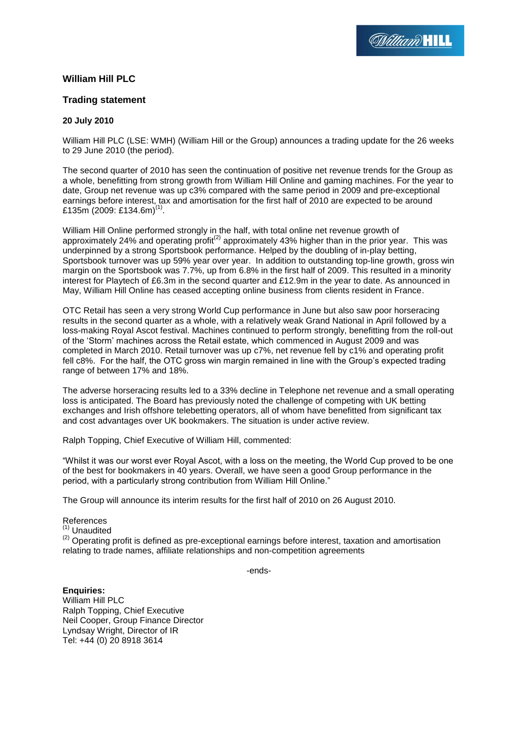## William Hill PLC

### Trading statement

**20 July 2010**

William Hill PLC (LSE: WMH) (William Hill or the Group) announces a trading update for the 26 weeks to 29 June 2010 (the period).

The second quarter of 2010 has seen the continuation of positive net revenue trends for the Group as a whole, benefitting from strong growth from William Hill Online and gaming machines. For the year to date, Group net revenue was up c3% compared with the same period in 2009 and pre-exceptional earnings before interest, tax and amortisation for the first half of 2010 are expected to be around £135m (2009: £134.6m)[(1)].

William Hill Online performed strongly in the half, with total online net revenue growth of approximately 24% and operating profit[(2)] approximately 43% higher than in the prior year. This was underpinned by a strong Sportsbook performance. Helped by the doubling of in-play betting, Sportsbook turnover was up 59% year over year. In addition to outstanding top-line growth, gross win margin on the Sportsbook was 7.7%, up from 6.8% in the first half of 2009. This resulted in a minority interest for Playtech of £6.3m in the second quarter and £12.9m in the year to date. As announced in May, William Hill Online has ceased accepting online business from clients resident in France.

OTC Retail has seen a very strong World Cup performance in June but also saw poor horseracing results in the second quarter as a whole, with a relatively weak Grand National in April followed by a loss-making Royal Ascot festival. Machines continued to perform strongly, benefitting from the roll-out of the 'Storm' machines across the Retail estate, which commenced in August 2009 and was completed in March 2010. Retail turnover was up c7%, net revenue fell by c1% and operating profit fell c8%. For the half, the OTC gross win margin remained in line with the Group's expected trading range of between 17% and 18%.

The adverse horseracing results led to a 33% decline in Telephone net revenue and a small operating loss is anticipated. The Board has previously noted the challenge of competing with UK betting exchanges and Irish offshore telebetting operators, all of whom have benefitted from significant tax and cost advantages over UK bookmakers. The situation is under active review.

Ralph Topping, Chief Executive of William Hill, commented:

"Whilst it was our worst ever Royal Ascot, with a loss on the meeting, the World Cup proved to be one of the best for bookmakers in 40 years. Overall, we have seen a good Group performance in the period, with a particularly strong contribution from William Hill Online."

The Group will announce its interim results for the first half of 2010 on 26 August 2010.

References
[(1)] Unaudited
[(2)] Operating profit is defined as pre-exceptional earnings before interest, taxation and amortisation relating to trade names, affiliate relationships and non-competition agreements

-ends-

**Enquiries:**
William Hill PLC
Ralph Topping, Chief Executive
Neil Cooper, Group Finance Director
Lyndsay Wright, Director of IR
Tel: +44 (0) 20 8918 3614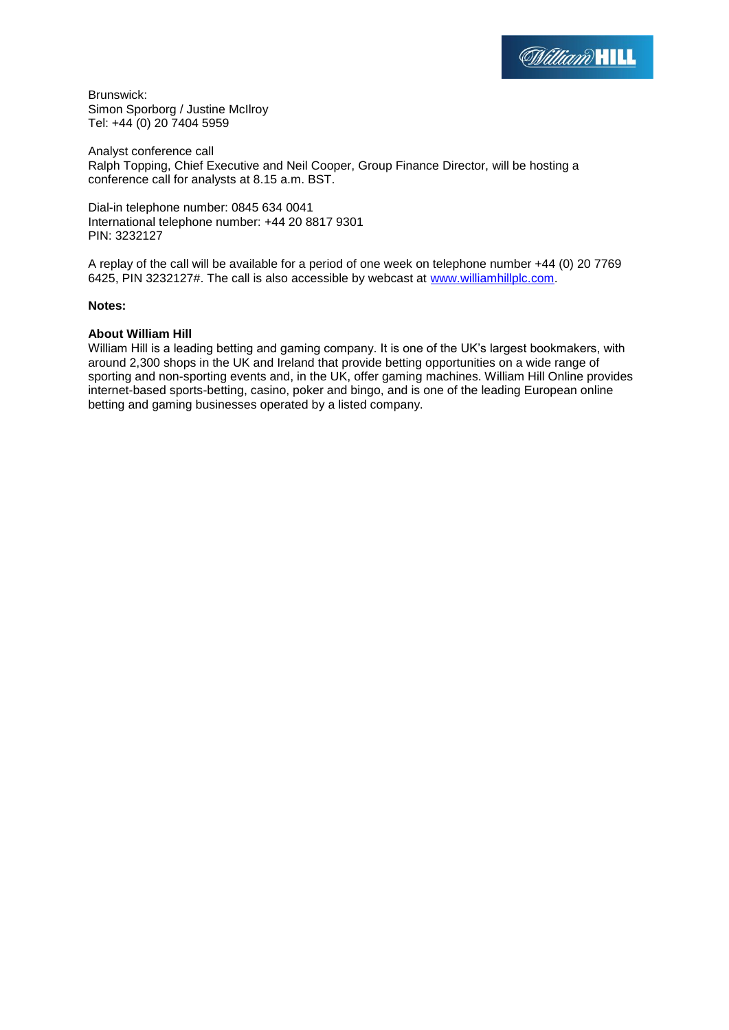Brunswick:
Simon Sporborg / Justine McIlroy
Tel: +44 (0) 20 7404 5959

Analyst conference call
Ralph Topping, Chief Executive and Neil Cooper, Group Finance Director, will be hosting a conference call for analysts at 8.15 a.m. BST.

Dial-in telephone number: 0845 634 0041
International telephone number: +44 20 8817 9301
PIN: 3232127

A replay of the call will be available for a period of one week on telephone number +44 (0) 20 7769 6425, PIN 3232127#. The call is also accessible by webcast at [www.williamhillplc.com](http://www.williamhillplc.com).

**Notes:**

**About William Hill**
William Hill is a leading betting and gaming company. It is one of the UK's largest bookmakers, with around 2,300 shops in the UK and Ireland that provide betting opportunities on a wide range of sporting and non-sporting events and, in the UK, offer gaming machines. William Hill Online provides internet-based sports-betting, casino, poker and bingo, and is one of the leading European online betting and gaming businesses operated by a listed company.